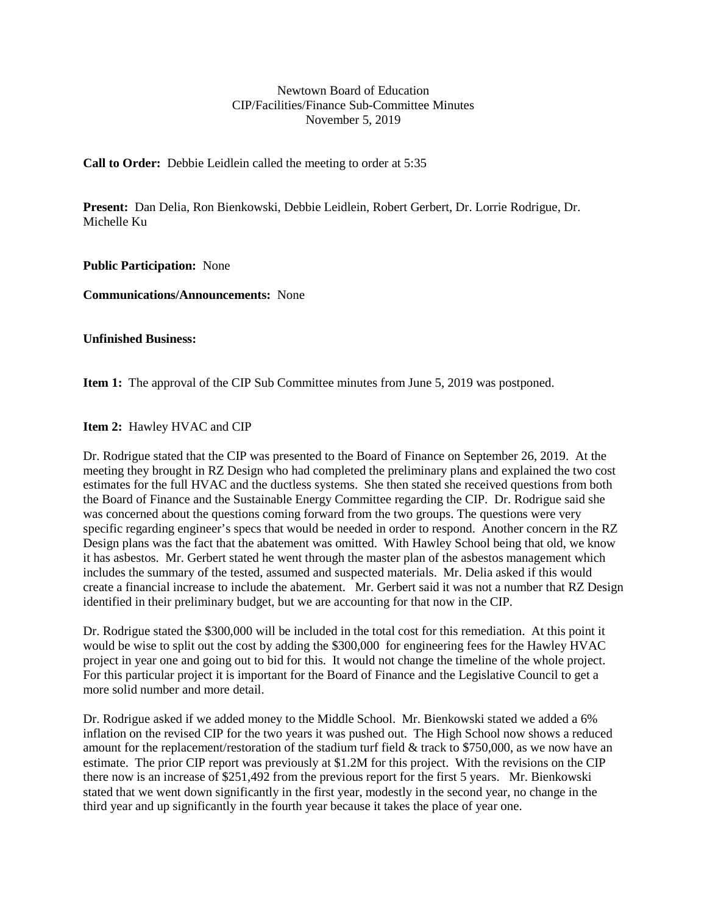Newtown Board of Education
CIP/Facilities/Finance Sub-Committee Minutes
November 5, 2019

**Call to Order:** Debbie Leidlein called the meeting to order at 5:35

**Present:** Dan Delia, Ron Bienkowski, Debbie Leidlein, Robert Gerbert, Dr. Lorrie Rodrigue, Dr. Michelle Ku

**Public Participation:** None

**Communications/Announcements:** None

**Unfinished Business:**

**Item 1:** The approval of the CIP Sub Committee minutes from June 5, 2019 was postponed.

**Item 2:** Hawley HVAC and CIP

Dr. Rodrigue stated that the CIP was presented to the Board of Finance on September 26, 2019. At the meeting they brought in RZ Design who had completed the preliminary plans and explained the two cost estimates for the full HVAC and the ductless systems. She then stated she received questions from both the Board of Finance and the Sustainable Energy Committee regarding the CIP. Dr. Rodrigue said she was concerned about the questions coming forward from the two groups. The questions were very specific regarding engineer's specs that would be needed in order to respond. Another concern in the RZ Design plans was the fact that the abatement was omitted. With Hawley School being that old, we know it has asbestos. Mr. Gerbert stated he went through the master plan of the asbestos management which includes the summary of the tested, assumed and suspected materials. Mr. Delia asked if this would create a financial increase to include the abatement. Mr. Gerbert said it was not a number that RZ Design identified in their preliminary budget, but we are accounting for that now in the CIP.

Dr. Rodrigue stated the $300,000 will be included in the total cost for this remediation. At this point it would be wise to split out the cost by adding the $300,000 for engineering fees for the Hawley HVAC project in year one and going out to bid for this. It would not change the timeline of the whole project. For this particular project it is important for the Board of Finance and the Legislative Council to get a more solid number and more detail.

Dr. Rodrigue asked if we added money to the Middle School. Mr. Bienkowski stated we added a 6% inflation on the revised CIP for the two years it was pushed out. The High School now shows a reduced amount for the replacement/restoration of the stadium turf field & track to $750,000, as we now have an estimate. The prior CIP report was previously at $1.2M for this project. With the revisions on the CIP there now is an increase of $251,492 from the previous report for the first 5 years. Mr. Bienkowski stated that we went down significantly in the first year, modestly in the second year, no change in the third year and up significantly in the fourth year because it takes the place of year one.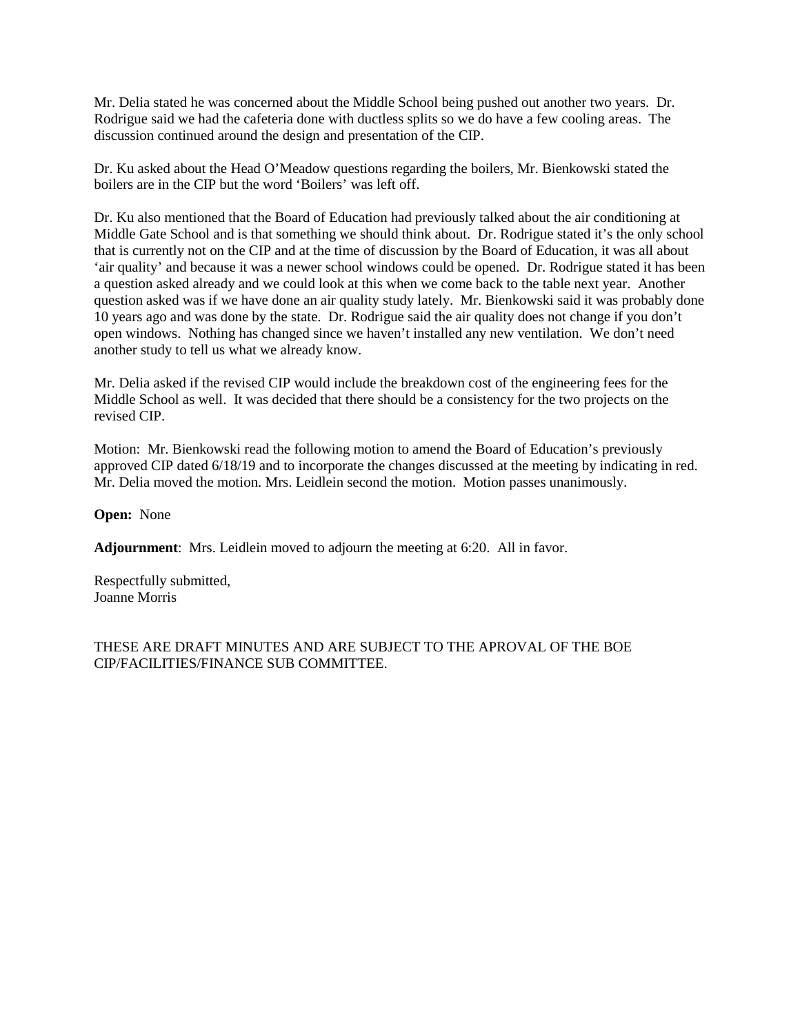Mr. Delia stated he was concerned about the Middle School being pushed out another two years. Dr. Rodrigue said we had the cafeteria done with ductless splits so we do have a few cooling areas. The discussion continued around the design and presentation of the CIP.

Dr. Ku asked about the Head O'Meadow questions regarding the boilers, Mr. Bienkowski stated the boilers are in the CIP but the word 'Boilers' was left off.

Dr. Ku also mentioned that the Board of Education had previously talked about the air conditioning at Middle Gate School and is that something we should think about. Dr. Rodrigue stated it's the only school that is currently not on the CIP and at the time of discussion by the Board of Education, it was all about 'air quality' and because it was a newer school windows could be opened. Dr. Rodrigue stated it has been a question asked already and we could look at this when we come back to the table next year. Another question asked was if we have done an air quality study lately. Mr. Bienkowski said it was probably done 10 years ago and was done by the state. Dr. Rodrigue said the air quality does not change if you don't open windows. Nothing has changed since we haven't installed any new ventilation. We don't need another study to tell us what we already know.

Mr. Delia asked if the revised CIP would include the breakdown cost of the engineering fees for the Middle School as well. It was decided that there should be a consistency for the two projects on the revised CIP.

Motion: Mr. Bienkowski read the following motion to amend the Board of Education's previously approved CIP dated 6/18/19 and to incorporate the changes discussed at the meeting by indicating in red. Mr. Delia moved the motion. Mrs. Leidlein second the motion. Motion passes unanimously.

**Open:** None

**Adjournment**: Mrs. Leidlein moved to adjourn the meeting at 6:20. All in favor.

Respectfully submitted,
Joanne Morris

THESE ARE DRAFT MINUTES AND ARE SUBJECT TO THE APROVAL OF THE BOE CIP/FACILITIES/FINANCE SUB COMMITTEE.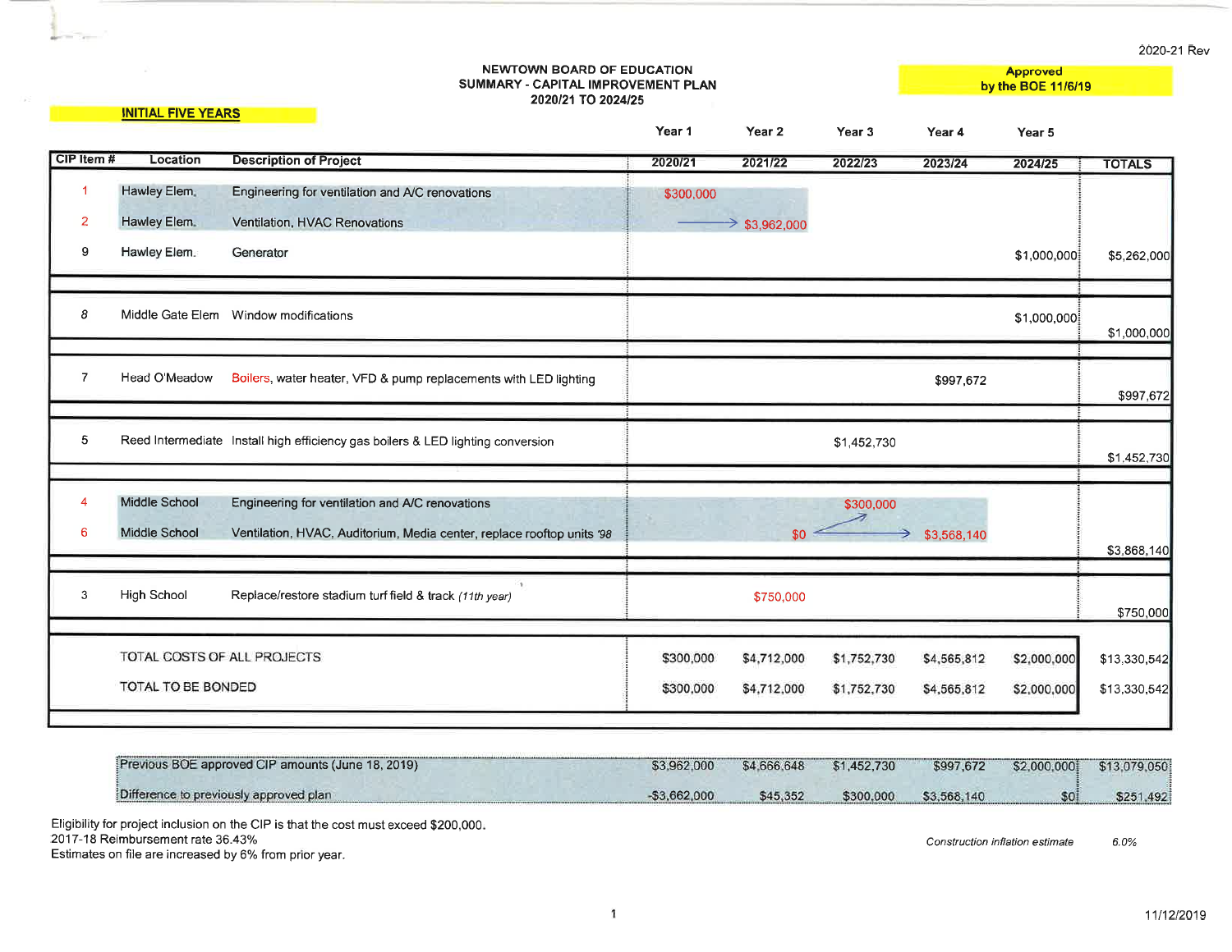2020-21 Rev

**Approved by the BOE 11/6/19**

**NEWTOWN BOARD OF EDUCATION**
**SUMMARY - CAPITAL IMPROVEMENT PLAN**
**2020/21 TO 2024/25**

**INITIAL FIVE YEARS**

| CIP Item # | Location | Description of Project | Year 1 2020/21 | Year 2 2021/22 | Year 3 2022/23 | Year 4 2023/24 | Year 5 2024/25 | TOTALS |
|---|---|---|---|---|---|---|---|---|
| 1 | Hawley Elem. | Engineering for ventilation and A/C renovations | $300,000 | | | | | |
| 2 | Hawley Elem. | Ventilation, HVAC Renovations | → | $3,962,000 | | | | |
| 9 | Hawley Elem. | Generator | | | | | $1,000,000 | $5,262,000 |
| 8 | Middle Gate Elem | Window modifications | | | | | $1,000,000 | $1,000,000 |
| 7 | Head O'Meadow | Boilers, water heater, VFD & pump replacements with LED lighting | | | | $997,672 | | $997,672 |
| 5 | Reed Intermediate | Install high efficiency gas boilers & LED lighting conversion | | | $1,452,730 | | | $1,452,730 |
| 4 | Middle School | Engineering for ventilation and A/C renovations | | | $300,000 | | | |
| 6 | Middle School | Ventilation, HVAC, Auditorium, Media center, replace rooftop units '98 | | $0 | → | $3,568,140 | | $3,868,140 |
| 3 | High School | Replace/restore stadium turf field & track *(11th year)* | | $750,000 | | | | $750,000 |
| | TOTAL COSTS OF ALL PROJECTS | | $300,000 | $4,712,000 | $1,752,730 | $4,565,812 | $2,000,000 | $13,330,542 |
| | TOTAL TO BE BONDED | | $300,000 | $4,712,000 | $1,752,730 | $4,565,812 | $2,000,000 | $13,330,542 |

| | Year 1 | Year 2 | Year 3 | Year 4 | Year 5 | TOTALS |
|---|---|---|---|---|---|---|
| Previous BOE approved CIP amounts (June 18, 2019) | $3,962,000 | $4,666,648 | $1,452,730 | $997,672 | $2,000,000 | $13,079,050 |
| Difference to previously approved plan | -$3,662,000 | $45,352 | $300,000 | $3,568,140 | $0 | $251,492 |

Eligibility for project inclusion on the CIP is that the cost must exceed $200,000.
2017-18 Reimbursement rate 36.43%
Estimates on file are increased by 6% from prior year.

*Construction inflation estimate* 6.0%

11/12/2019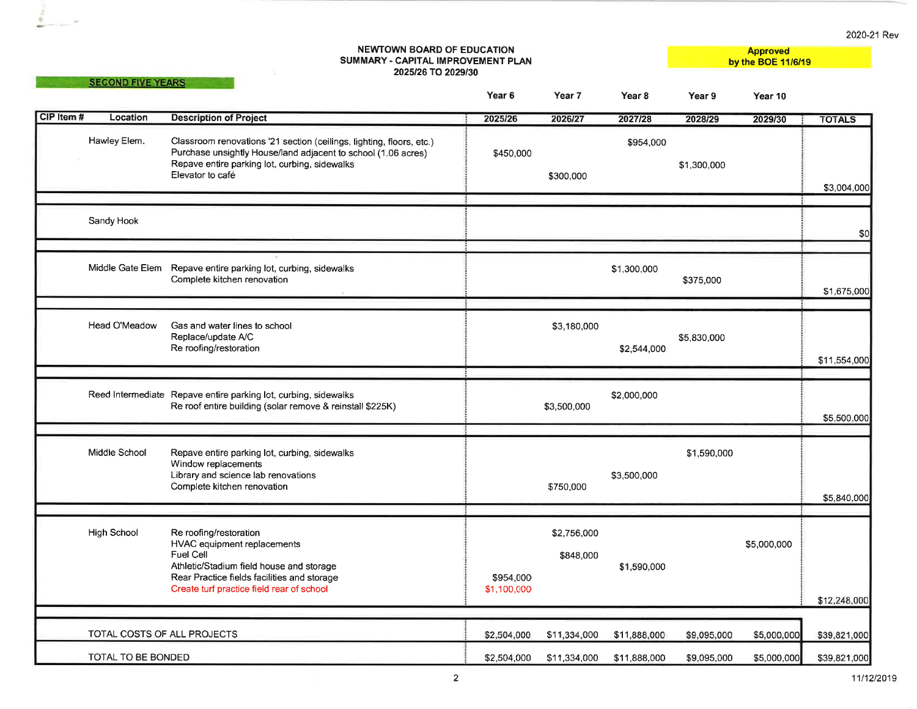2020-21 Rev

**Approved by the BOE 11/6/19**

**NEWTOWN BOARD OF EDUCATION**
**SUMMARY - CAPITAL IMPROVEMENT PLAN**
**2025/26 TO 2029/30**

**SECOND FIVE YEARS**

| CIP Item # | Location | Description of Project | Year 6 2025/26 | Year 7 2026/27 | Year 8 2027/28 | Year 9 2028/29 | Year 10 2029/30 | TOTALS |
|---|---|---|---|---|---|---|---|---|
| | Hawley Elem. | Classroom renovations '21 section (ceilings, lighting, floors, etc.) | | | $954,000 | | | |
| | | Purchase unsightly House/land adjacent to school (1.06 acres) | $450,000 | | | | | |
| | | Repave entire parking lot, curbing, sidewalks | | | | $1,300,000 | | |
| | | Elevator to café | | $300,000 | | | | |
| | | | | | | | | $3,004,000 |
| | Sandy Hook | | | | | | | $0 |
| | Middle Gate Elem | Repave entire parking lot, curbing, sidewalks | | | $1,300,000 | | | |
| | | Complete kitchen renovation | | | | $375,000 | | |
| | | | | | | | | $1,675,000 |
| | Head O'Meadow | Gas and water lines to school | | $3,180,000 | | | | |
| | | Replace/update A/C | | | | $5,830,000 | | |
| | | Re roofing/restoration | | | $2,544,000 | | | |
| | | | | | | | | $11,554,000 |
| | Reed Intermediate | Repave entire parking lot, curbing, sidewalks | | | $2,000,000 | | | |
| | | Re roof entire building (solar remove & reinstall $225K) | | $3,500,000 | | | | |
| | | | | | | | | $5,500,000 |
| | Middle School | Repave entire parking lot, curbing, sidewalks | | | | $1,590,000 | | |
| | | Window replacements | | | | | | |
| | | Library and science lab renovations | | | $3,500,000 | | | |
| | | Complete kitchen renovation | | $750,000 | | | | |
| | | | | | | | | $5,840,000 |
| | High School | Re roofing/restoration | | $2,756,000 | | | | |
| | | HVAC equipment replacements | | | | | $5,000,000 | |
| | | Fuel Cell | | $848,000 | | | | |
| | | Athletic/Stadium field house and storage | | | $1,590,000 | | | |
| | | Rear Practice fields facilities and storage | $954,000 | | | | | |
| | | Create turf practice field rear of school | $1,100,000 | | | | | |
| | | | | | | | | $12,248,000 |
| | TOTAL COSTS OF ALL PROJECTS | | $2,504,000 | $11,334,000 | $11,888,000 | $9,095,000 | $5,000,000 | $39,821,000 |
| | TOTAL TO BE BONDED | | $2,504,000 | $11,334,000 | $11,888,000 | $9,095,000 | $5,000,000 | $39,821,000 |

11/12/2019